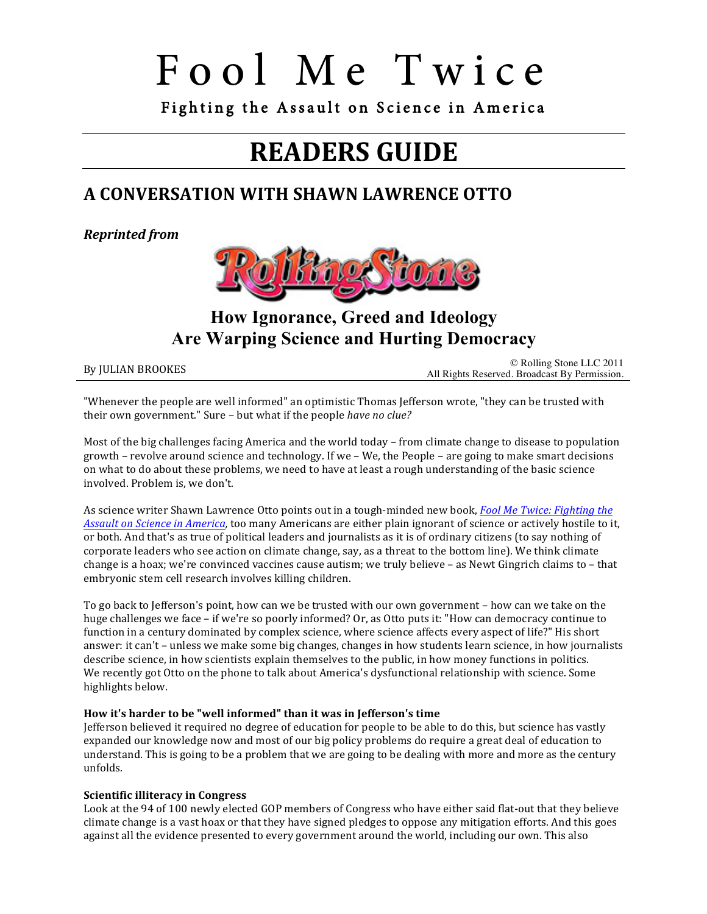# Fool Me Twice

Fighting the Assault on Science in America

# READERS GUIDE

## A CONVERSATION WITH SHAWN LAWRENCE OTTO

***Reprinted from***

Rolling Stone

### How Ignorance, Greed and Ideology Are Warping Science and Hurting Democracy

By JULIAN BROOKES

© Rolling Stone LLC 2011
All Rights Reserved. Broadcast By Permission.

"Whenever the people are well informed" an optimistic Thomas Jefferson wrote, "they can be trusted with their own government." Sure – but what if the people *have no clue?*

Most of the big challenges facing America and the world today – from climate change to disease to population growth – revolve around science and technology. If we – We, the People – are going to make smart decisions on what to do about these problems, we need to have at least a rough understanding of the basic science involved. Problem is, we don't.

As science writer Shawn Lawrence Otto points out in a tough-minded new book, *Fool Me Twice: Fighting the Assault on Science in America*, too many Americans are either plain ignorant of science or actively hostile to it, or both. And that's as true of political leaders and journalists as it is of ordinary citizens (to say nothing of corporate leaders who see action on climate change, say, as a threat to the bottom line). We think climate change is a hoax; we're convinced vaccines cause autism; we truly believe – as Newt Gingrich claims to – that embryonic stem cell research involves killing children.

To go back to Jefferson's point, how can we be trusted with our own government – how can we take on the huge challenges we face – if we're so poorly informed? Or, as Otto puts it: "How can democracy continue to function in a century dominated by complex science, where science affects every aspect of life?" His short answer: it can't – unless we make some big changes, changes in how students learn science, in how journalists describe science, in how scientists explain themselves to the public, in how money functions in politics. We recently got Otto on the phone to talk about America's dysfunctional relationship with science. Some highlights below.

**How it's harder to be "well informed" than it was in Jefferson's time**
Jefferson believed it required no degree of education for people to be able to do this, but science has vastly expanded our knowledge now and most of our big policy problems do require a great deal of education to understand. This is going to be a problem that we are going to be dealing with more and more as the century unfolds.

**Scientific illiteracy in Congress**
Look at the 94 of 100 newly elected GOP members of Congress who have either said flat-out that they believe climate change is a vast hoax or that they have signed pledges to oppose any mitigation efforts. And this goes against all the evidence presented to every government around the world, including our own. This also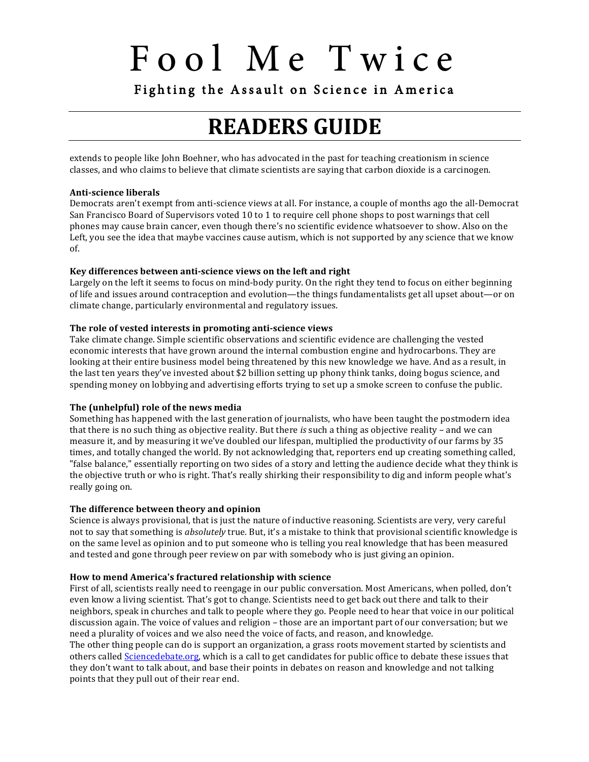extends to people like John Boehner, who has advocated in the past for teaching creationism in science classes, and who claims to believe that climate scientists are saying that carbon dioxide is a carcinogen.

**Anti-science liberals**

Democrats aren't exempt from anti-science views at all. For instance, a couple of months ago the all-Democrat San Francisco Board of Supervisors voted 10 to 1 to require cell phone shops to post warnings that cell phones may cause brain cancer, even though there's no scientific evidence whatsoever to show. Also on the Left, you see the idea that maybe vaccines cause autism, which is not supported by any science that we know of.

**Key differences between anti-science views on the left and right**

Largely on the left it seems to focus on mind-body purity. On the right they tend to focus on either beginning of life and issues around contraception and evolution—the things fundamentalists get all upset about—or on climate change, particularly environmental and regulatory issues.

**The role of vested interests in promoting anti-science views**

Take climate change. Simple scientific observations and scientific evidence are challenging the vested economic interests that have grown around the internal combustion engine and hydrocarbons. They are looking at their entire business model being threatened by this new knowledge we have. And as a result, in the last ten years they've invested about $2 billion setting up phony think tanks, doing bogus science, and spending money on lobbying and advertising efforts trying to set up a smoke screen to confuse the public.

**The (unhelpful) role of the news media**

Something has happened with the last generation of journalists, who have been taught the postmodern idea that there is no such thing as objective reality. But there *is* such a thing as objective reality – and we can measure it, and by measuring it we've doubled our lifespan, multiplied the productivity of our farms by 35 times, and totally changed the world. By not acknowledging that, reporters end up creating something called, "false balance," essentially reporting on two sides of a story and letting the audience decide what they think is the objective truth or who is right. That's really shirking their responsibility to dig and inform people what's really going on.

**The difference between theory and opinion**

Science is always provisional, that is just the nature of inductive reasoning. Scientists are very, very careful not to say that something is *absolutely* true. But, it's a mistake to think that provisional scientific knowledge is on the same level as opinion and to put someone who is telling you real knowledge that has been measured and tested and gone through peer review on par with somebody who is just giving an opinion.

**How to mend America's fractured relationship with science**

First of all, scientists really need to reengage in our public conversation. Most Americans, when polled, don't even know a living scientist. That's got to change. Scientists need to get back out there and talk to their neighbors, speak in churches and talk to people where they go. People need to hear that voice in our political discussion again. The voice of values and religion – those are an important part of our conversation; but we need a plurality of voices and we also need the voice of facts, and reason, and knowledge.

The other thing people can do is support an organization, a grass roots movement started by scientists and others called [Sciencedebate.org](Sciencedebate.org), which is a call to get candidates for public office to debate these issues that they don't want to talk about, and base their points in debates on reason and knowledge and not talking points that they pull out of their rear end.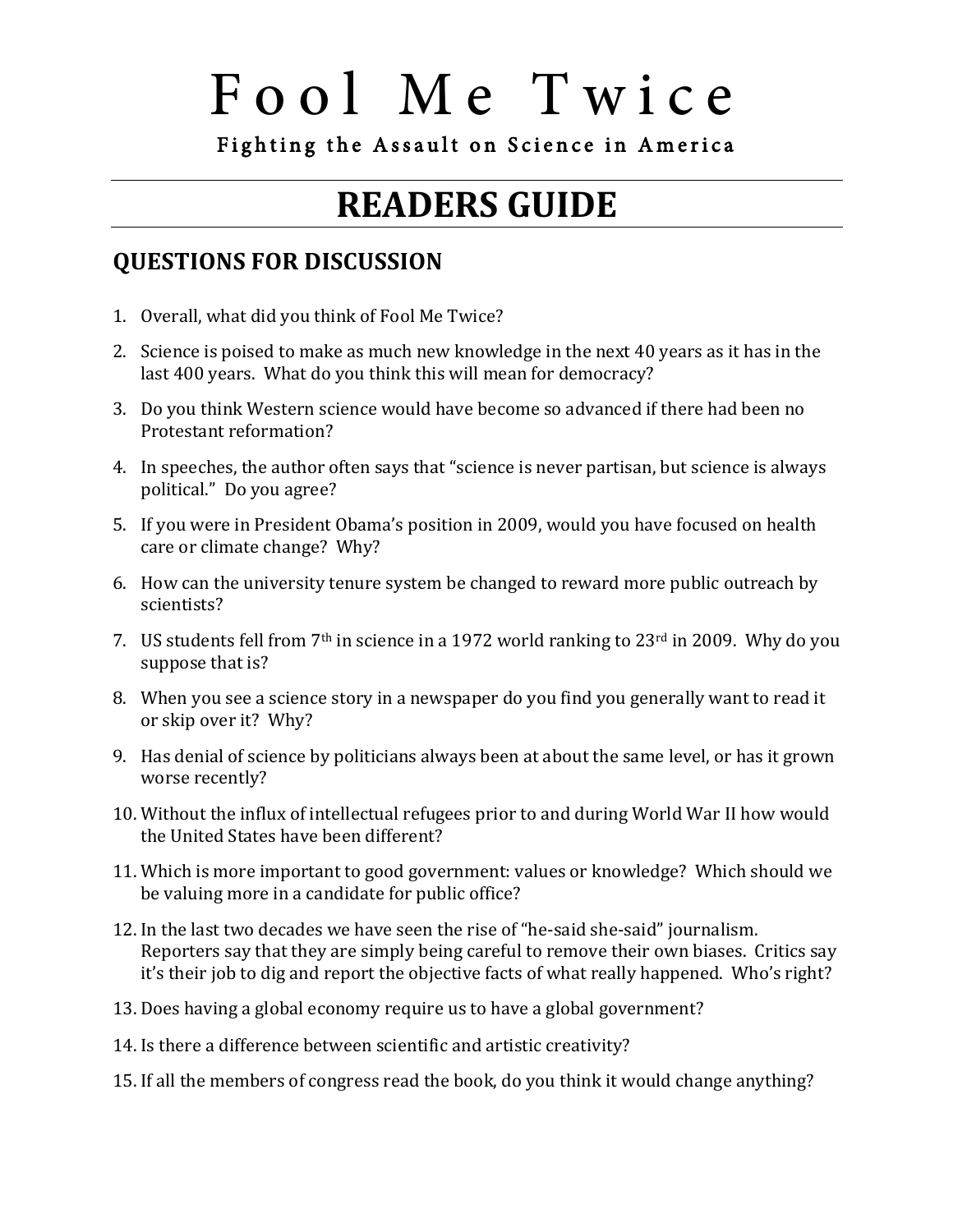# Fool Me Twice

Fighting the Assault on Science in America

# READERS GUIDE

## QUESTIONS FOR DISCUSSION

1. Overall, what did you think of Fool Me Twice?
2. Science is poised to make as much new knowledge in the next 40 years as it has in the last 400 years. What do you think this will mean for democracy?
3. Do you think Western science would have become so advanced if there had been no Protestant reformation?
4. In speeches, the author often says that "science is never partisan, but science is always political." Do you agree?
5. If you were in President Obama's position in 2009, would you have focused on health care or climate change? Why?
6. How can the university tenure system be changed to reward more public outreach by scientists?
7. US students fell from 7th in science in a 1972 world ranking to 23rd in 2009. Why do you suppose that is?
8. When you see a science story in a newspaper do you find you generally want to read it or skip over it? Why?
9. Has denial of science by politicians always been at about the same level, or has it grown worse recently?
10. Without the influx of intellectual refugees prior to and during World War II how would the United States have been different?
11. Which is more important to good government: values or knowledge? Which should we be valuing more in a candidate for public office?
12. In the last two decades we have seen the rise of "he-said she-said" journalism. Reporters say that they are simply being careful to remove their own biases. Critics say it's their job to dig and report the objective facts of what really happened. Who's right?
13. Does having a global economy require us to have a global government?
14. Is there a difference between scientific and artistic creativity?
15. If all the members of congress read the book, do you think it would change anything?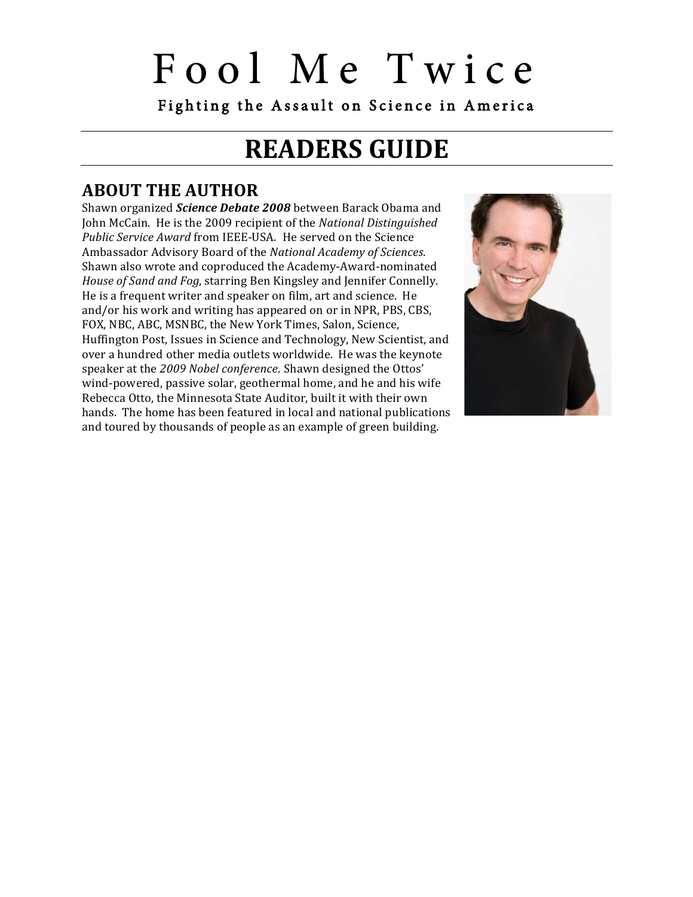# Fool Me Twice

Fighting the Assault on Science in America

## READERS GUIDE

### ABOUT THE AUTHOR

Shawn organized ***Science Debate 2008*** between Barack Obama and John McCain. He is the 2009 recipient of the *National Distinguished Public Service Award* from IEEE-USA. He served on the Science Ambassador Advisory Board of the *National Academy of Sciences*. Shawn also wrote and coproduced the Academy-Award-nominated *House of Sand and Fog*, starring Ben Kingsley and Jennifer Connelly. He is a frequent writer and speaker on film, art and science. He and/or his work and writing has appeared on or in NPR, PBS, CBS, FOX, NBC, ABC, MSNBC, the New York Times, Salon, Science, Huffington Post, Issues in Science and Technology, New Scientist, and over a hundred other media outlets worldwide. He was the keynote speaker at the *2009 Nobel conference*. Shawn designed the Ottos' wind-powered, passive solar, geothermal home, and he and his wife Rebecca Otto, the Minnesota State Auditor, built it with their own hands. The home has been featured in local and national publications and toured by thousands of people as an example of green building.